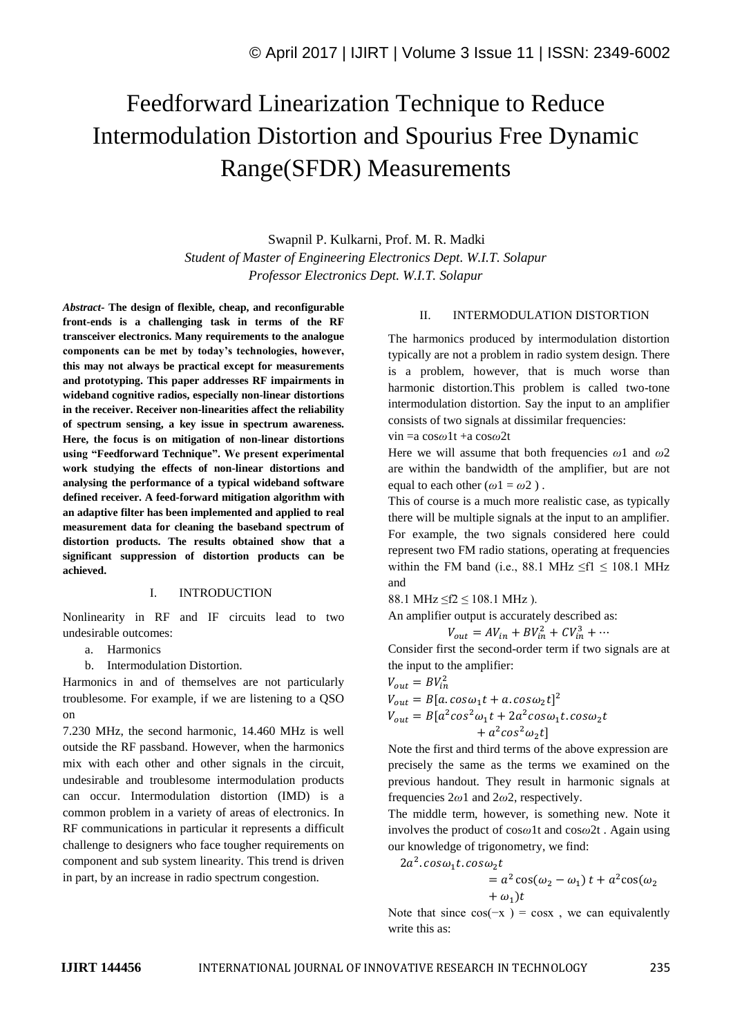# Feedforward Linearization Technique to Reduce Intermodulation Distortion and Spourius Free Dynamic Range(SFDR) Measurements

Swapnil P. Kulkarni, Prof. M. R. Madki

*Student of Master of Engineering Electronics Dept. W.I.T. Solapur*

*Professor Electronics Dept. W.I.T. Solapur*

***Abstract*- The design of flexible, cheap, and reconfigurable front-ends is a challenging task in terms of the RF transceiver electronics. Many requirements to the analogue components can be met by today's technologies, however, this may not always be practical except for measurements and prototyping. This paper addresses RF impairments in wideband cognitive radios, especially non-linear distortions in the receiver. Receiver non-linearities affect the reliability of spectrum sensing, a key issue in spectrum awareness. Here, the focus is on mitigation of non-linear distortions using "Feedforward Technique". We present experimental work studying the effects of non-linear distortions and analysing the performance of a typical wideband software defined receiver. A feed-forward mitigation algorithm with an adaptive filter has been implemented and applied to real measurement data for cleaning the baseband spectrum of distortion products. The results obtained show that a significant suppression of distortion products can be achieved.**

## I. INTRODUCTION

Nonlinearity in RF and IF circuits lead to two undesirable outcomes:

a. Harmonics
b. Intermodulation Distortion.

Harmonics in and of themselves are not particularly troublesome. For example, if we are listening to a QSO on 7.230 MHz, the second harmonic, 14.460 MHz is well outside the RF passband. However, when the harmonics mix with each other and other signals in the circuit, undesirable and troublesome intermodulation products can occur. Intermodulation distortion (IMD) is a common problem in a variety of areas of electronics. In RF communications in particular it represents a difficult challenge to designers who face tougher requirements on component and sub system linearity. This trend is driven in part, by an increase in radio spectrum congestion.

## II. INTERMODULATION DISTORTION

The harmonics produced by intermodulation distortion typically are not a problem in radio system design. There is a problem, however, that is much worse than harmoni**c** distortion.This problem is called two-tone intermodulation distortion. Say the input to an amplifier consists of two signals at dissimilar frequencies:

vin =a cos$\omega$1t +a cos$\omega$2t

Here we will assume that both frequencies $\omega$1 and $\omega$2 are within the bandwidth of the amplifier, but are not equal to each other ($\omega$1 = $\omega$2 ) .

This of course is a much more realistic case, as typically there will be multiple signals at the input to an amplifier. For example, the two signals considered here could represent two FM radio stations, operating at frequencies within the FM band (i.e., 88.1 MHz $\leq$f1 $\leq$ 108.1 MHz and

88.1 MHz $\leq$f2 $\leq$ 108.1 MHz ).

An amplifier output is accurately described as:

$$V_{out} = AV_{in} + BV_{in}^2 + CV_{in}^3 + \cdots$$

Consider first the second-order term if two signals are at the input to the amplifier:

$$V_{out} = BV_{in}^2$$

$$V_{out} = B[a.\cos\omega_1 t + a.\cos\omega_2 t]^2$$

$$V_{out} = B[a^2\cos^2\omega_1 t + 2a^2\cos\omega_1 t.\cos\omega_2 t + a^2\cos^2\omega_2 t]$$

Note the first and third terms of the above expression are precisely the same as the terms we examined on the previous handout. They result in harmonic signals at frequencies 2$\omega$1 and 2$\omega$2, respectively.

The middle term, however, is something new. Note it involves the product of cos$\omega$1t and cos$\omega$2t . Again using our knowledge of trigonometry, we find:

$$2a^2.\cos\omega_1 t.\cos\omega_2 t = a^2\cos(\omega_2 - \omega_1)\,t + a^2\cos(\omega_2 + \omega_1)t$$

Note that since cos(−x ) = cosx , we can equivalently write this as: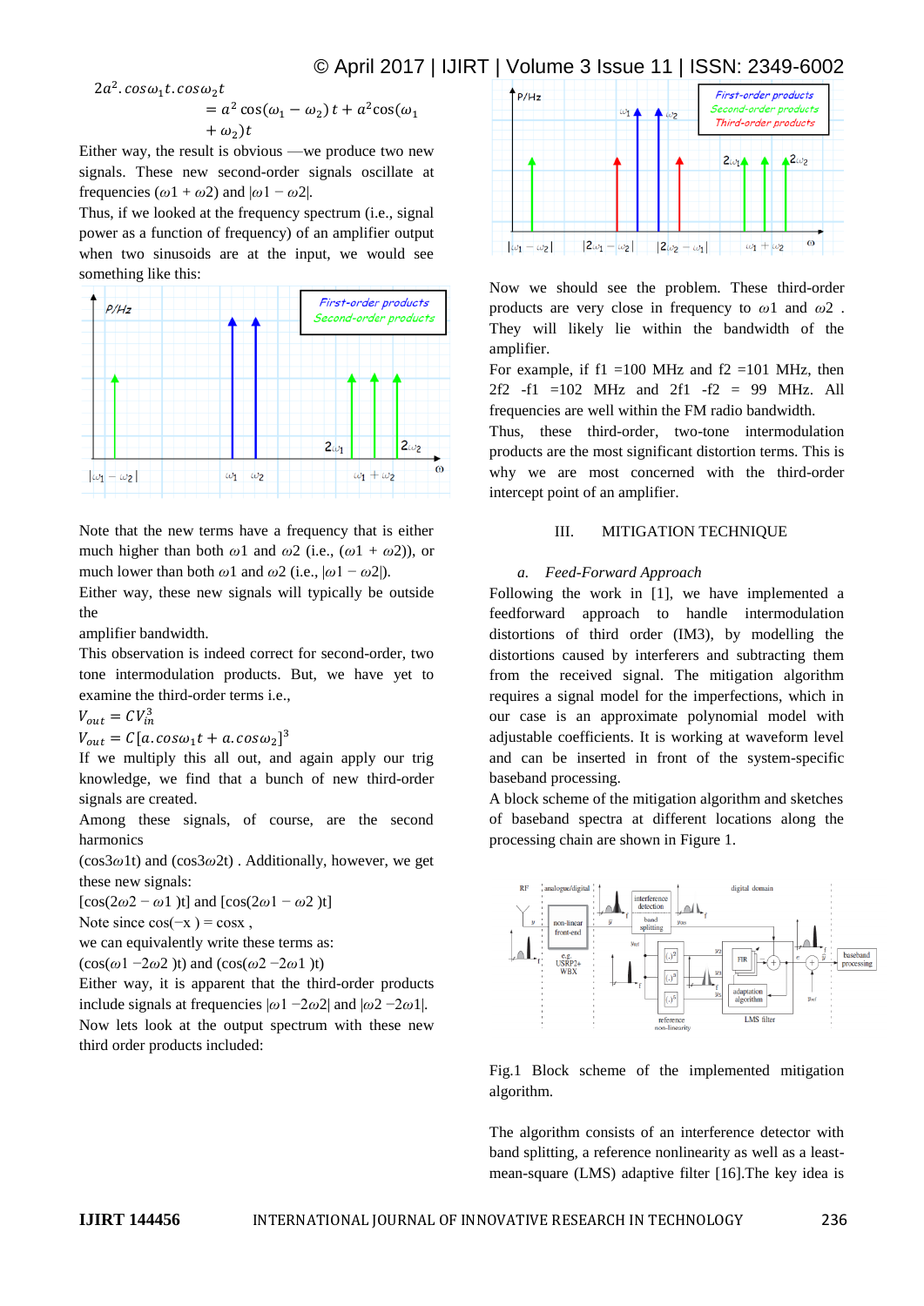$$2a^2.\cos\omega_1 t.\cos\omega_2 t = a^2\cos(\omega_1 - \omega_2)\,t + a^2\cos(\omega_1 + \omega_2)t$$

Either way, the result is obvious —we produce two new signals. These new second-order signals oscillate at frequencies ($\omega 1 + \omega 2$) and $|\omega 1 - \omega 2|$.

Thus, if we looked at the frequency spectrum (i.e., signal power as a function of frequency) of an amplifier output when two sinusoids are at the input, we would see something like this:

Note that the new terms have a frequency that is either much higher than both $\omega 1$ and $\omega 2$ (i.e., ($\omega 1 + \omega 2$)), or much lower than both $\omega 1$ and $\omega 2$ (i.e., $|\omega 1 - \omega 2|$).

Either way, these new signals will typically be outside the amplifier bandwidth.

This observation is indeed correct for second-order, two tone intermodulation products. But, we have yet to examine the third-order terms i.e.,

$$V_{out} = CV_{in}^3$$

$$V_{out} = C[a.\cos\omega_1 t + a.\cos\omega_2]^3$$

If we multiply this all out, and again apply our trig knowledge, we find that a bunch of new third-order signals are created.

Among these signals, of course, are the second harmonics

($\cos 3\omega 1 t$) and ($\cos 3\omega 2 t$) . Additionally, however, we get these new signals:

[$\cos(2\omega 2 - \omega 1)t$] and [$\cos(2\omega 1 - \omega 2)t$]

Note since $\cos(-x) = \cos x$ ,

we can equivalently write these terms as:

($\cos(\omega 1 - 2\omega 2)t$) and ($\cos(\omega 2 - 2\omega 1)t$)

Either way, it is apparent that the third-order products include signals at frequencies $|\omega 1 - 2\omega 2|$ and $|\omega 2 - 2\omega 1|$.

Now lets look at the output spectrum with these new third order products included:

Now we should see the problem. These third-order products are very close in frequency to $\omega 1$ and $\omega 2$ . They will likely lie within the bandwidth of the amplifier.

For example, if f1 =100 MHz and f2 =101 MHz, then 2f2 -f1 =102 MHz and 2f1 -f2 = 99 MHz. All frequencies are well within the FM radio bandwidth.

Thus, these third-order, two-tone intermodulation products are the most significant distortion terms. This is why we are most concerned with the third-order intercept point of an amplifier.

## III. MITIGATION TECHNIQUE

### *a. Feed-Forward Approach*

Following the work in [1], we have implemented a feedforward approach to handle intermodulation distortions of third order (IM3), by modelling the distortions caused by interferers and subtracting them from the received signal. The mitigation algorithm requires a signal model for the imperfections, which in our case is an approximate polynomial model with adjustable coefficients. It is working at waveform level and can be inserted in front of the system-specific baseband processing.

A block scheme of the mitigation algorithm and sketches of baseband spectra at different locations along the processing chain are shown in Figure 1.

Fig.1 Block scheme of the implemented mitigation algorithm.

The algorithm consists of an interference detector with band splitting, a reference nonlinearity as well as a least-mean-square (LMS) adaptive filter [16].The key idea is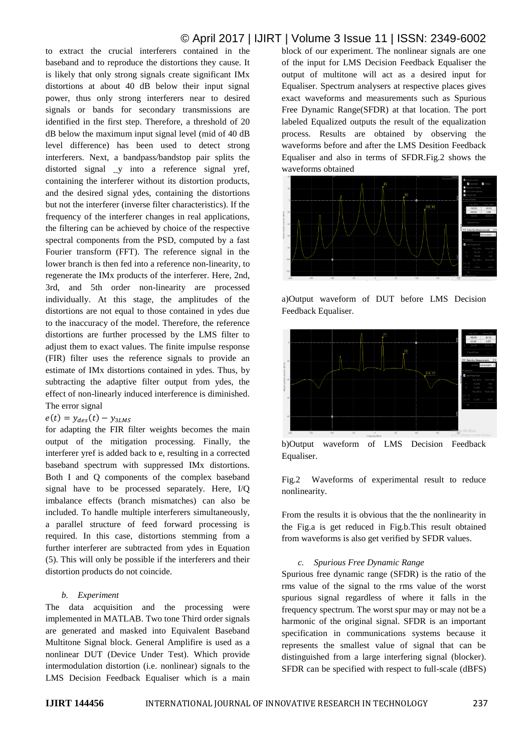to extract the crucial interferers contained in the baseband and to reproduce the distortions they cause. It is likely that only strong signals create significant IMx distortions at about 40 dB below their input signal power, thus only strong interferers near to desired signals or bands for secondary transmissions are identified in the first step. Therefore, a threshold of 20 dB below the maximum input signal level (mid of 40 dB level difference) has been used to detect strong interferers. Next, a bandpass/bandstop pair splits the distorted signal _y into a reference signal yref, containing the interferer without its distortion products, and the desired signal ydes, containing the distortions but not the interferer (inverse filter characteristics). If the frequency of the interferer changes in real applications, the filtering can be achieved by choice of the respective spectral components from the PSD, computed by a fast Fourier transform (FFT). The reference signal in the lower branch is then fed into a reference non-linearity, to regenerate the IMx products of the interferer. Here, 2nd, 3rd, and 5th order non-linearity are processed individually. At this stage, the amplitudes of the distortions are not equal to those contained in ydes due to the inaccuracy of the model. Therefore, the reference distortions are further processed by the LMS filter to adjust them to exact values. The finite impulse response (FIR) filter uses the reference signals to provide an estimate of IMx distortions contained in ydes. Thus, by subtracting the adaptive filter output from ydes, the effect of non-linearly induced interference is diminished. The error signal

$e(t) = y_{des}(t) - y_{3LMS}$

for adapting the FIR filter weights becomes the main output of the mitigation processing. Finally, the interferer yref is added back to e, resulting in a corrected baseband spectrum with suppressed IMx distortions. Both I and Q components of the complex baseband signal have to be processed separately. Here, I/Q imbalance effects (branch mismatches) can also be included. To handle multiple interferers simultaneously, a parallel structure of feed forward processing is required. In this case, distortions stemming from a further interferer are subtracted from ydes in Equation (5). This will only be possible if the interferers and their distortion products do not coincide.

### *b. Experiment*

The data acquisition and the processing were implemented in MATLAB. Two tone Third order signals are generated and masked into Equivalent Baseband Multitone Signal block. General Amplifire is used as a nonlinear DUT (Device Under Test). Which provide intermodulation distortion (i.e. nonlinear) signals to the LMS Decision Feedback Equaliser which is a main block of our experiment. The nonlinear signals are one of the input for LMS Decision Feedback Equaliser the output of multitone will act as a desired input for Equaliser. Spectrum analysers at respective places gives exact waveforms and measurements such as Spurious Free Dynamic Range(SFDR) at that location. The port labeled Equalized outputs the result of the equalization process. Results are obtained by observing the waveforms before and after the LMS Desition Feedback Equaliser and also in terms of SFDR.Fig.2 shows the waveforms obtained

a)Output waveform of DUT before LMS Decision Feedback Equaliser.

b)Output waveform of LMS Decision Feedback Equaliser.

Fig.2 Waveforms of experimental result to reduce nonlinearity.

From the results it is obvious that the the nonlinearity in the Fig.a is get reduced in Fig.b.This result obtained from waveforms is also get verified by SFDR values.

### *c. Spurious Free Dynamic Range*

Spurious free dynamic range (SFDR) is the ratio of the rms value of the signal to the rms value of the worst spurious signal regardless of where it falls in the frequency spectrum. The worst spur may or may not be a harmonic of the original signal. SFDR is an important specification in communications systems because it represents the smallest value of signal that can be distinguished from a large interfering signal (blocker). SFDR can be specified with respect to full-scale (dBFS)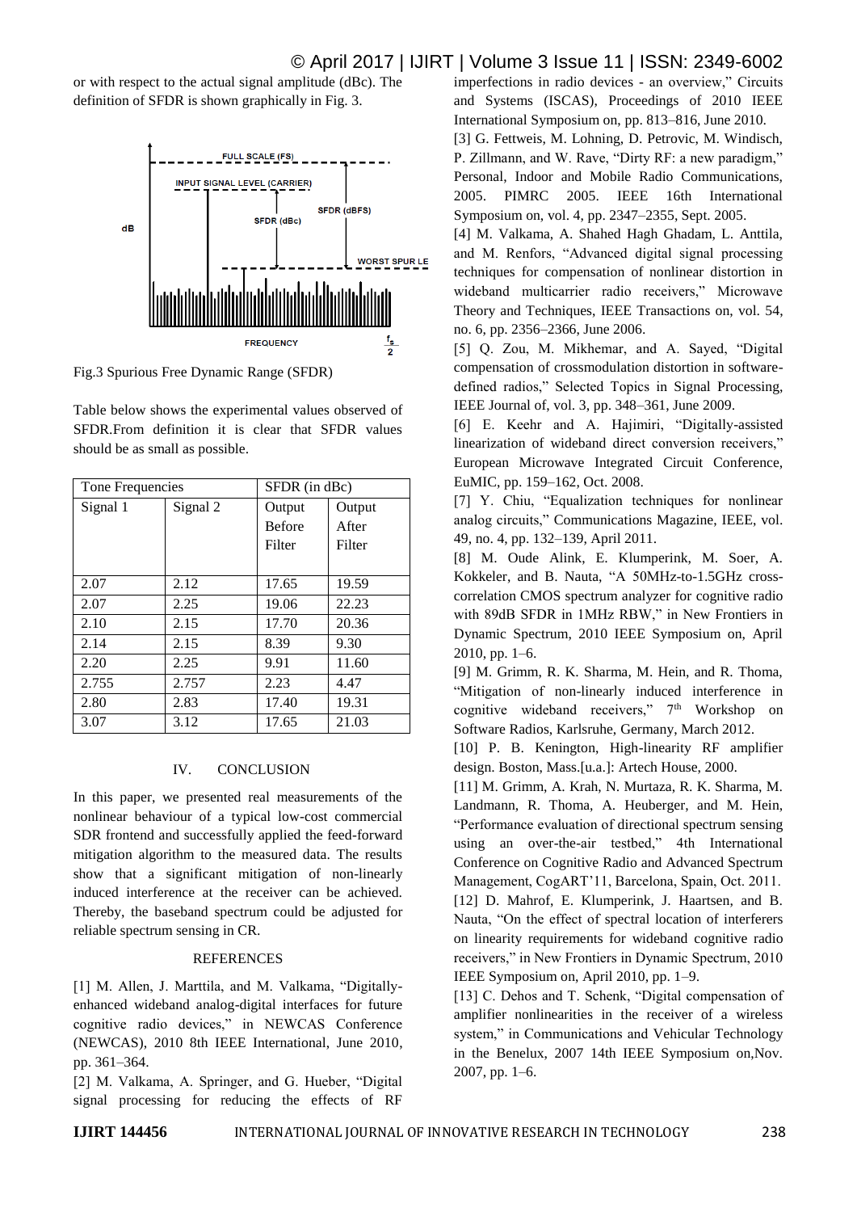or with respect to the actual signal amplitude (dBc). The definition of SFDR is shown graphically in Fig. 3.

Fig.3 Spurious Free Dynamic Range (SFDR)

Table below shows the experimental values observed of SFDR.From definition it is clear that SFDR values should be as small as possible.

| Tone Frequencies | | SFDR (in dBc) | |
|---|---|---|---|
| Signal 1 | Signal 2 | Output Before Filter | Output After Filter |
| 2.07 | 2.12 | 17.65 | 19.59 |
| 2.07 | 2.25 | 19.06 | 22.23 |
| 2.10 | 2.15 | 17.70 | 20.36 |
| 2.14 | 2.15 | 8.39 | 9.30 |
| 2.20 | 2.25 | 9.91 | 11.60 |
| 2.755 | 2.757 | 2.23 | 4.47 |
| 2.80 | 2.83 | 17.40 | 19.31 |
| 3.07 | 3.12 | 17.65 | 21.03 |

## IV. CONCLUSION

In this paper, we presented real measurements of the nonlinear behaviour of a typical low-cost commercial SDR frontend and successfully applied the feed-forward mitigation algorithm to the measured data. The results show that a significant mitigation of non-linearly induced interference at the receiver can be achieved. Thereby, the baseband spectrum could be adjusted for reliable spectrum sensing in CR.

## REFERENCES

[1] M. Allen, J. Marttila, and M. Valkama, "Digitally-enhanced wideband analog-digital interfaces for future cognitive radio devices," in NEWCAS Conference (NEWCAS), 2010 8th IEEE International, June 2010, pp. 361–364.

[2] M. Valkama, A. Springer, and G. Hueber, "Digital signal processing for reducing the effects of RF imperfections in radio devices - an overview," Circuits and Systems (ISCAS), Proceedings of 2010 IEEE International Symposium on, pp. 813–816, June 2010.

[3] G. Fettweis, M. Lohning, D. Petrovic, M. Windisch, P. Zillmann, and W. Rave, "Dirty RF: a new paradigm," Personal, Indoor and Mobile Radio Communications, 2005. PIMRC 2005. IEEE 16th International Symposium on, vol. 4, pp. 2347–2355, Sept. 2005.

[4] M. Valkama, A. Shahed Hagh Ghadam, L. Anttila, and M. Renfors, "Advanced digital signal processing techniques for compensation of nonlinear distortion in wideband multicarrier radio receivers," Microwave Theory and Techniques, IEEE Transactions on, vol. 54, no. 6, pp. 2356–2366, June 2006.

[5] Q. Zou, M. Mikhemar, and A. Sayed, "Digital compensation of crossmodulation distortion in software-defined radios," Selected Topics in Signal Processing, IEEE Journal of, vol. 3, pp. 348–361, June 2009.

[6] E. Keehr and A. Hajimiri, "Digitally-assisted linearization of wideband direct conversion receivers," European Microwave Integrated Circuit Conference, EuMIC, pp. 159–162, Oct. 2008.

[7] Y. Chiu, "Equalization techniques for nonlinear analog circuits," Communications Magazine, IEEE, vol. 49, no. 4, pp. 132–139, April 2011.

[8] M. Oude Alink, E. Klumperink, M. Soer, A. Kokkeler, and B. Nauta, "A 50MHz-to-1.5GHz cross-correlation CMOS spectrum analyzer for cognitive radio with 89dB SFDR in 1MHz RBW," in New Frontiers in Dynamic Spectrum, 2010 IEEE Symposium on, April 2010, pp. 1–6.

[9] M. Grimm, R. K. Sharma, M. Hein, and R. Thoma, "Mitigation of non-linearly induced interference in cognitive wideband receivers," 7th Workshop on Software Radios, Karlsruhe, Germany, March 2012.

[10] P. B. Kenington, High-linearity RF amplifier design. Boston, Mass.[u.a.]: Artech House, 2000.

[11] M. Grimm, A. Krah, N. Murtaza, R. K. Sharma, M. Landmann, R. Thoma, A. Heuberger, and M. Hein, "Performance evaluation of directional spectrum sensing using an over-the-air testbed," 4th International Conference on Cognitive Radio and Advanced Spectrum Management, CogART'11, Barcelona, Spain, Oct. 2011.

[12] D. Mahrof, E. Klumperink, J. Haartsen, and B. Nauta, "On the effect of spectral location of interferers on linearity requirements for wideband cognitive radio receivers," in New Frontiers in Dynamic Spectrum, 2010 IEEE Symposium on, April 2010, pp. 1–9.

[13] C. Dehos and T. Schenk, "Digital compensation of amplifier nonlinearities in the receiver of a wireless system," in Communications and Vehicular Technology in the Benelux, 2007 14th IEEE Symposium on,Nov. 2007, pp. 1–6.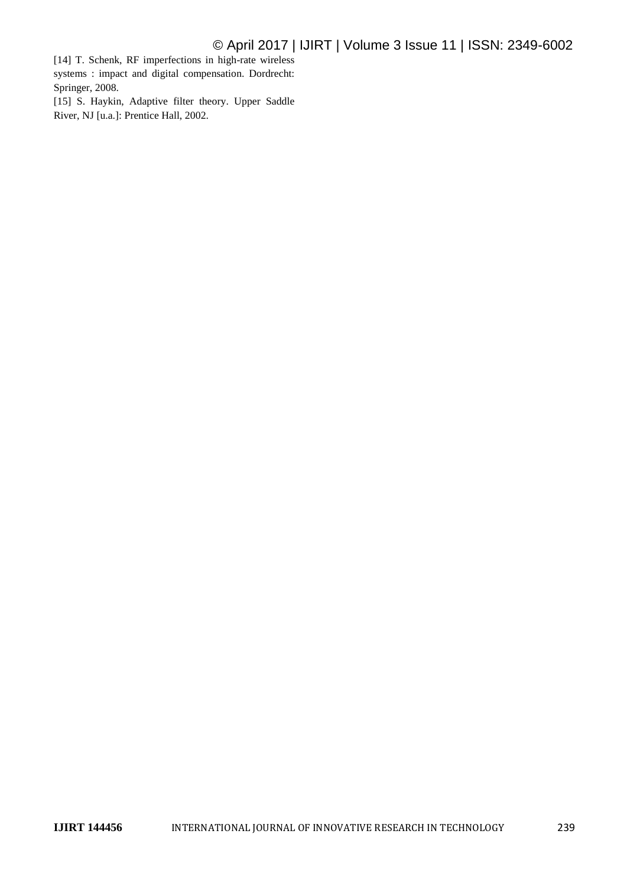[14] T. Schenk, RF imperfections in high-rate wireless systems : impact and digital compensation. Dordrecht: Springer, 2008.

[15] S. Haykin, Adaptive filter theory. Upper Saddle River, NJ [u.a.]: Prentice Hall, 2002.